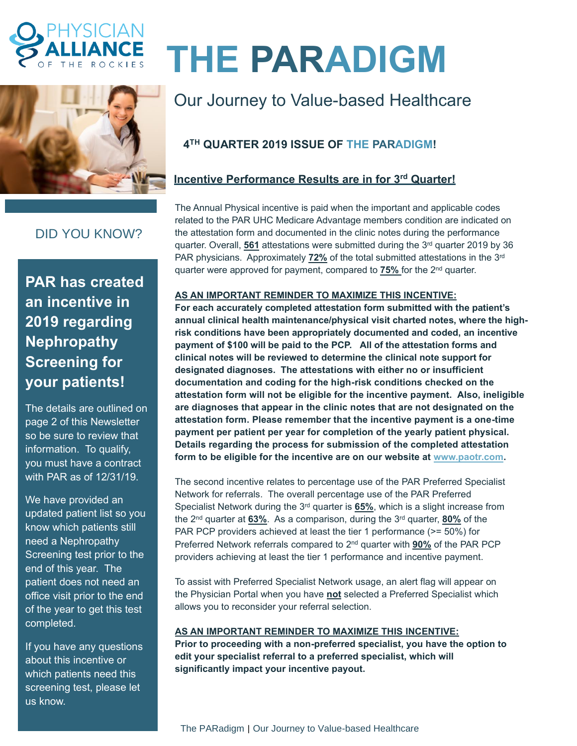PHYSICIAN ALLIANCE OF THE ROCKIES

# THE PARADIGM

## Our Journey to Value-based Healthcare

### 4TH QUARTER 2019 ISSUE OF THE PARADIGM!

### Incentive Performance Results are in for 3rd Quarter!

The Annual Physical incentive is paid when the important and applicable codes related to the PAR UHC Medicare Advantage members condition are indicated on the attestation form and documented in the clinic notes during the performance quarter. Overall, **561** attestations were submitted during the 3rd quarter 2019 by 36 PAR physicians. Approximately **72%** of the total submitted attestations in the 3rd quarter were approved for payment, compared to **75%** for the 2nd quarter.

**AS AN IMPORTANT REMINDER TO MAXIMIZE THIS INCENTIVE:**
**For each accurately completed attestation form submitted with the patient's annual clinical health maintenance/physical visit charted notes, where the high-risk conditions have been appropriately documented and coded, an incentive payment of $100 will be paid to the PCP. All of the attestation forms and clinical notes will be reviewed to determine the clinical note support for designated diagnoses. The attestations with either no or insufficient documentation and coding for the high-risk conditions checked on the attestation form will not be eligible for the incentive payment. Also, ineligible are diagnoses that appear in the clinic notes that are not designated on the attestation form. Please remember that the incentive payment is a one-time payment per patient per year for completion of the yearly patient physical. Details regarding the process for submission of the completed attestation form to be eligible for the incentive are on our website at www.paotr.com.**

The second incentive relates to percentage use of the PAR Preferred Specialist Network for referrals. The overall percentage use of the PAR Preferred Specialist Network during the 3rd quarter is **65%**, which is a slight increase from the 2nd quarter at **63%**. As a comparison, during the 3rd quarter, **80%** of the PAR PCP providers achieved at least the tier 1 performance (>= 50%) for Preferred Network referrals compared to 2nd quarter with **90%** of the PAR PCP providers achieving at least the tier 1 performance and incentive payment.

To assist with Preferred Specialist Network usage, an alert flag will appear on the Physician Portal when you have **not** selected a Preferred Specialist which allows you to reconsider your referral selection.

**AS AN IMPORTANT REMINDER TO MAXIMIZE THIS INCENTIVE:**
**Prior to proceeding with a non-preferred specialist, you have the option to edit your specialist referral to a preferred specialist, which will significantly impact your incentive payout.**

### DID YOU KNOW?

**PAR has created an incentive in 2019 regarding Nephropathy Screening for your patients!**

The details are outlined on page 2 of this Newsletter so be sure to review that information. To qualify, you must have a contract with PAR as of 12/31/19.

We have provided an updated patient list so you know which patients still need a Nephropathy Screening test prior to the end of this year. The patient does not need an office visit prior to the end of the year to get this test completed.

If you have any questions about this incentive or which patients need this screening test, please let us know.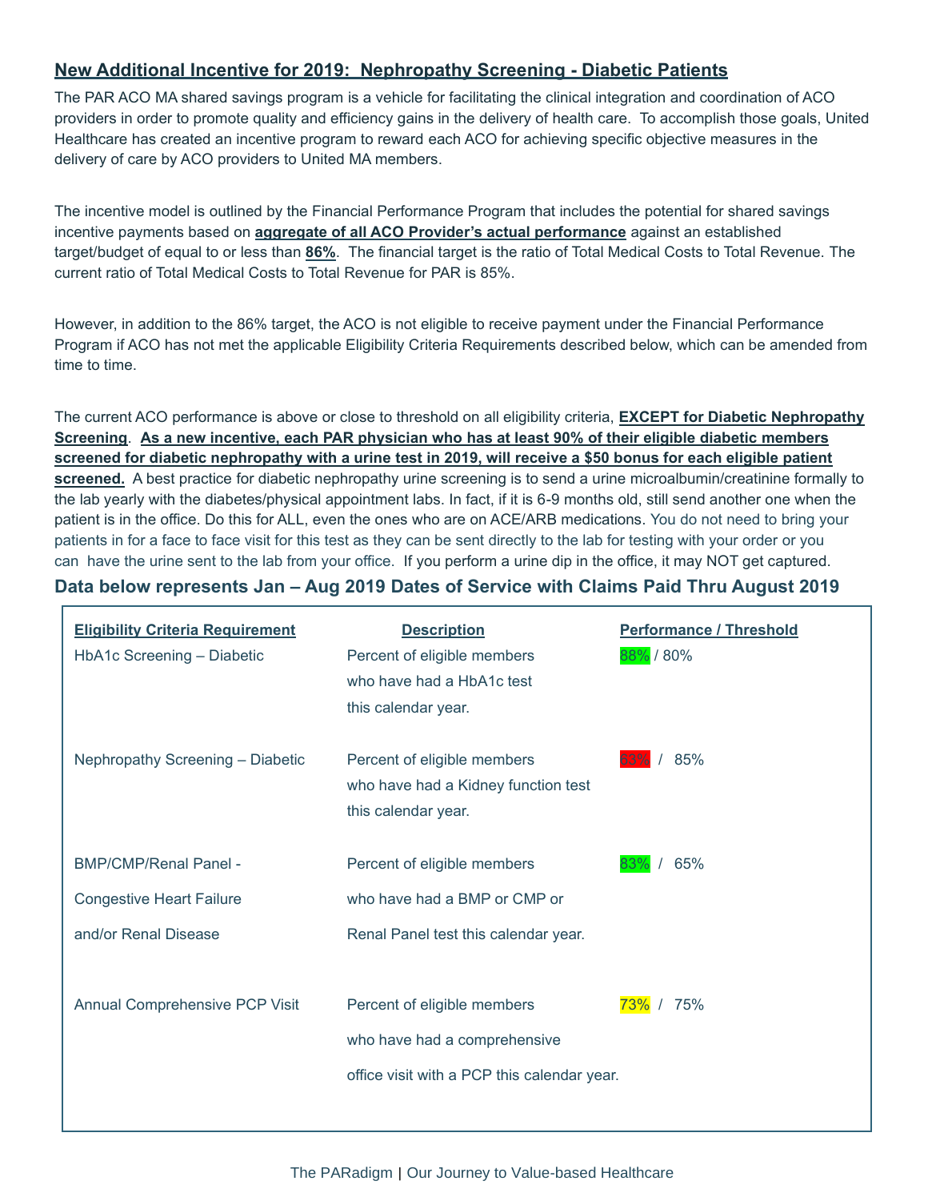## New Additional Incentive for 2019: Nephropathy Screening - Diabetic Patients

The PAR ACO MA shared savings program is a vehicle for facilitating the clinical integration and coordination of ACO providers in order to promote quality and efficiency gains in the delivery of health care. To accomplish those goals, United Healthcare has created an incentive program to reward each ACO for achieving specific objective measures in the delivery of care by ACO providers to United MA members.

The incentive model is outlined by the Financial Performance Program that includes the potential for shared savings incentive payments based on **aggregate of all ACO Provider's actual performance** against an established target/budget of equal to or less than **86%**. The financial target is the ratio of Total Medical Costs to Total Revenue. The current ratio of Total Medical Costs to Total Revenue for PAR is 85%.

However, in addition to the 86% target, the ACO is not eligible to receive payment under the Financial Performance Program if ACO has not met the applicable Eligibility Criteria Requirements described below, which can be amended from time to time.

The current ACO performance is above or close to threshold on all eligibility criteria, **EXCEPT for Diabetic Nephropathy Screening**. **As a new incentive, each PAR physician who has at least 90% of their eligible diabetic members screened for diabetic nephropathy with a urine test in 2019, will receive a $50 bonus for each eligible patient screened.** A best practice for diabetic nephropathy urine screening is to send a urine microalbumin/creatinine formally to the lab yearly with the diabetes/physical appointment labs. In fact, if it is 6-9 months old, still send another one when the patient is in the office. Do this for ALL, even the ones who are on ACE/ARB medications. You do not need to bring your patients in for a face to face visit for this test as they can be sent directly to the lab for testing with your order or you can have the urine sent to the lab from your office. If you perform a urine dip in the office, it may NOT get captured.

### Data below represents Jan – Aug 2019 Dates of Service with Claims Paid Thru August 2019

| Eligibility Criteria Requirement | Description | Performance / Threshold |
|---|---|---|
| HbA1c Screening – Diabetic | Percent of eligible members who have had a HbA1c test this calendar year. | 88% / 80% |
| Nephropathy Screening – Diabetic | Percent of eligible members who have had a Kidney function test this calendar year. | 63% / 85% |
| BMP/CMP/Renal Panel - Congestive Heart Failure and/or Renal Disease | Percent of eligible members who have had a BMP or CMP or Renal Panel test this calendar year. | 83% / 65% |
| Annual Comprehensive PCP Visit | Percent of eligible members who have had a comprehensive office visit with a PCP this calendar year. | 73% / 75% |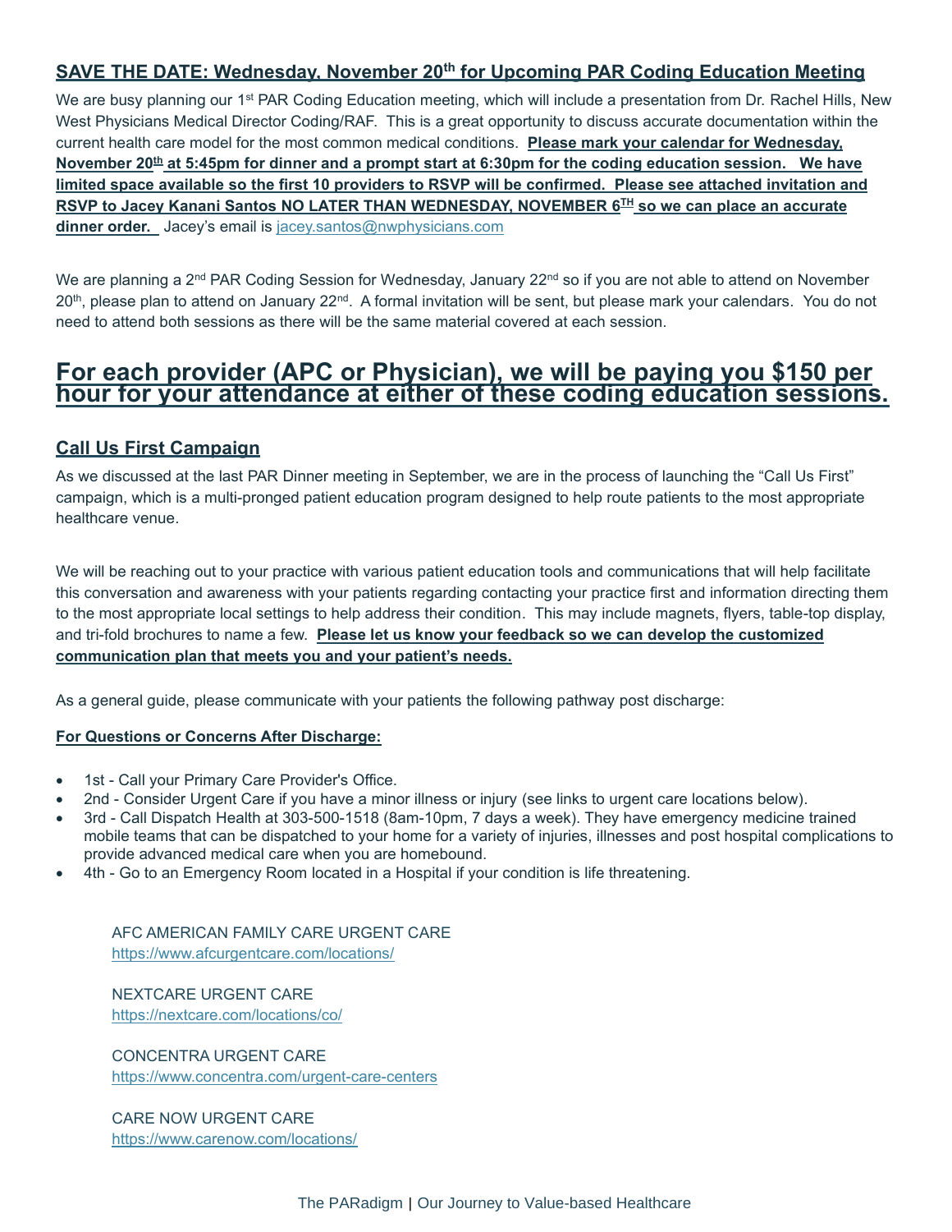## SAVE THE DATE: Wednesday, November 20th for Upcoming PAR Coding Education Meeting

We are busy planning our 1st PAR Coding Education meeting, which will include a presentation from Dr. Rachel Hills, New West Physicians Medical Director Coding/RAF. This is a great opportunity to discuss accurate documentation within the current health care model for the most common medical conditions. **Please mark your calendar for Wednesday, November 20th at 5:45pm for dinner and a prompt start at 6:30pm for the coding education session. We have limited space available so the first 10 providers to RSVP will be confirmed. Please see attached invitation and RSVP to Jacey Kanani Santos NO LATER THAN WEDNESDAY, NOVEMBER 6TH so we can place an accurate dinner order.** Jacey's email is jacey.santos@nwphysicians.com

We are planning a 2nd PAR Coding Session for Wednesday, January 22nd so if you are not able to attend on November 20th, please plan to attend on January 22nd. A formal invitation will be sent, but please mark your calendars. You do not need to attend both sessions as there will be the same material covered at each session.

# For each provider (APC or Physician), we will be paying you $150 per hour for your attendance at either of these coding education sessions.

## Call Us First Campaign

As we discussed at the last PAR Dinner meeting in September, we are in the process of launching the "Call Us First" campaign, which is a multi-pronged patient education program designed to help route patients to the most appropriate healthcare venue.

We will be reaching out to your practice with various patient education tools and communications that will help facilitate this conversation and awareness with your patients regarding contacting your practice first and information directing them to the most appropriate local settings to help address their condition. This may include magnets, flyers, table-top display, and tri-fold brochures to name a few. **Please let us know your feedback so we can develop the customized communication plan that meets you and your patient's needs.**

As a general guide, please communicate with your patients the following pathway post discharge:

**For Questions or Concerns After Discharge:**

- 1st - Call your Primary Care Provider's Office.
- 2nd - Consider Urgent Care if you have a minor illness or injury (see links to urgent care locations below).
- 3rd - Call Dispatch Health at 303-500-1518 (8am-10pm, 7 days a week). They have emergency medicine trained mobile teams that can be dispatched to your home for a variety of injuries, illnesses and post hospital complications to provide advanced medical care when you are homebound.
- 4th - Go to an Emergency Room located in a Hospital if your condition is life threatening.

AFC AMERICAN FAMILY CARE URGENT CARE
https://www.afcurgentcare.com/locations/

NEXTCARE URGENT CARE
https://nextcare.com/locations/co/

CONCENTRA URGENT CARE
https://www.concentra.com/urgent-care-centers

CARE NOW URGENT CARE
https://www.carenow.com/locations/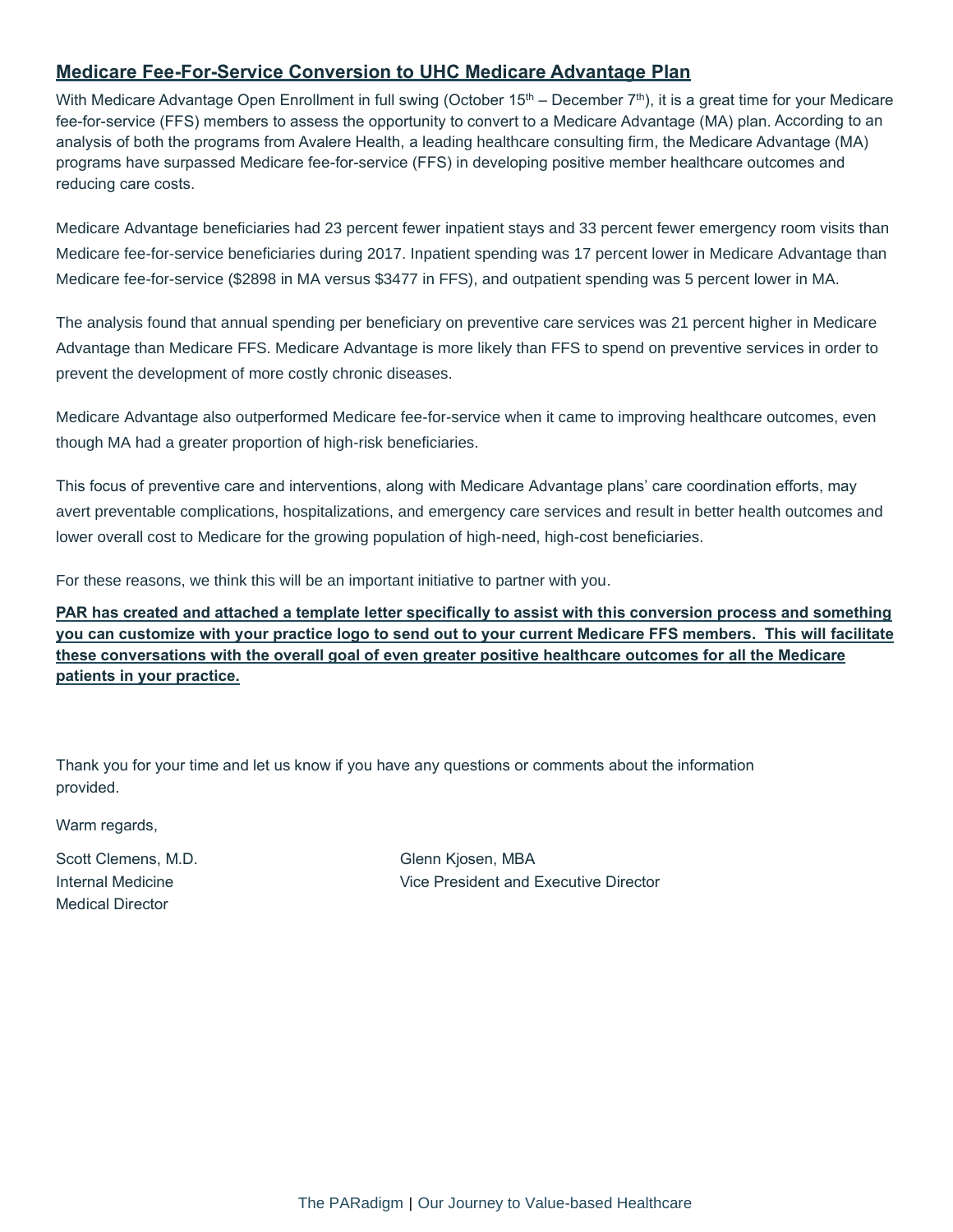## Medicare Fee-For-Service Conversion to UHC Medicare Advantage Plan

With Medicare Advantage Open Enrollment in full swing (October 15th – December 7th), it is a great time for your Medicare fee-for-service (FFS) members to assess the opportunity to convert to a Medicare Advantage (MA) plan. According to an analysis of both the programs from Avalere Health, a leading healthcare consulting firm, the Medicare Advantage (MA) programs have surpassed Medicare fee-for-service (FFS) in developing positive member healthcare outcomes and reducing care costs.

Medicare Advantage beneficiaries had 23 percent fewer inpatient stays and 33 percent fewer emergency room visits than Medicare fee-for-service beneficiaries during 2017. Inpatient spending was 17 percent lower in Medicare Advantage than Medicare fee-for-service ($2898 in MA versus $3477 in FFS), and outpatient spending was 5 percent lower in MA.

The analysis found that annual spending per beneficiary on preventive care services was 21 percent higher in Medicare Advantage than Medicare FFS. Medicare Advantage is more likely than FFS to spend on preventive services in order to prevent the development of more costly chronic diseases.

Medicare Advantage also outperformed Medicare fee-for-service when it came to improving healthcare outcomes, even though MA had a greater proportion of high-risk beneficiaries.

This focus of preventive care and interventions, along with Medicare Advantage plans' care coordination efforts, may avert preventable complications, hospitalizations, and emergency care services and result in better health outcomes and lower overall cost to Medicare for the growing population of high-need, high-cost beneficiaries.

For these reasons, we think this will be an important initiative to partner with you.

**PAR has created and attached a template letter specifically to assist with this conversion process and something you can customize with your practice logo to send out to your current Medicare FFS members. This will facilitate these conversations with the overall goal of even greater positive healthcare outcomes for all the Medicare patients in your practice.**

Thank you for your time and let us know if you have any questions or comments about the information provided.

Warm regards,

Scott Clemens, M.D.
Internal Medicine
Medical Director

Glenn Kjosen, MBA
Vice President and Executive Director